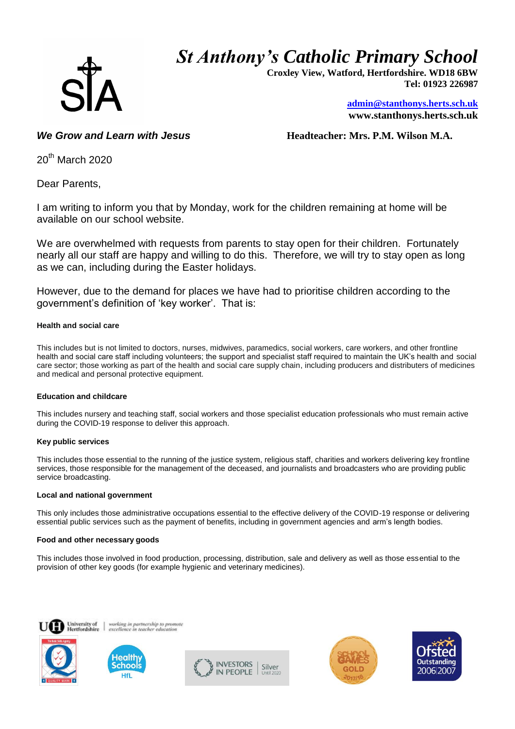# *St Anthony's Catholic Primary School*

**Croxley View, Watford, Hertfordshire. WD18 6BW**
**Tel: 01923 226987**

**admin@stanthonys.herts.sch.uk**
**www.stanthonys.herts.sch.uk**

***We Grow and Learn with Jesus***

**Headteacher: Mrs. P.M. Wilson M.A.**

20th March 2020

Dear Parents,

I am writing to inform you that by Monday, work for the children remaining at home will be available on our school website.

We are overwhelmed with requests from parents to stay open for their children. Fortunately nearly all our staff are happy and willing to do this. Therefore, we will try to stay open as long as we can, including during the Easter holidays.

However, due to the demand for places we have had to prioritise children according to the government's definition of 'key worker'. That is:

**Health and social care**

This includes but is not limited to doctors, nurses, midwives, paramedics, social workers, care workers, and other frontline health and social care staff including volunteers; the support and specialist staff required to maintain the UK's health and social care sector; those working as part of the health and social care supply chain, including producers and distributers of medicines and medical and personal protective equipment.

**Education and childcare**

This includes nursery and teaching staff, social workers and those specialist education professionals who must remain active during the COVID-19 response to deliver this approach.

**Key public services**

This includes those essential to the running of the justice system, religious staff, charities and workers delivering key frontline services, those responsible for the management of the deceased, and journalists and broadcasters who are providing public service broadcasting.

**Local and national government**

This only includes those administrative occupations essential to the effective delivery of the COVID-19 response or delivering essential public services such as the payment of benefits, including in government agencies and arm's length bodies.

**Food and other necessary goods**

This includes those involved in food production, processing, distribution, sale and delivery as well as those essential to the provision of other key goods (for example hygienic and veterinary medicines).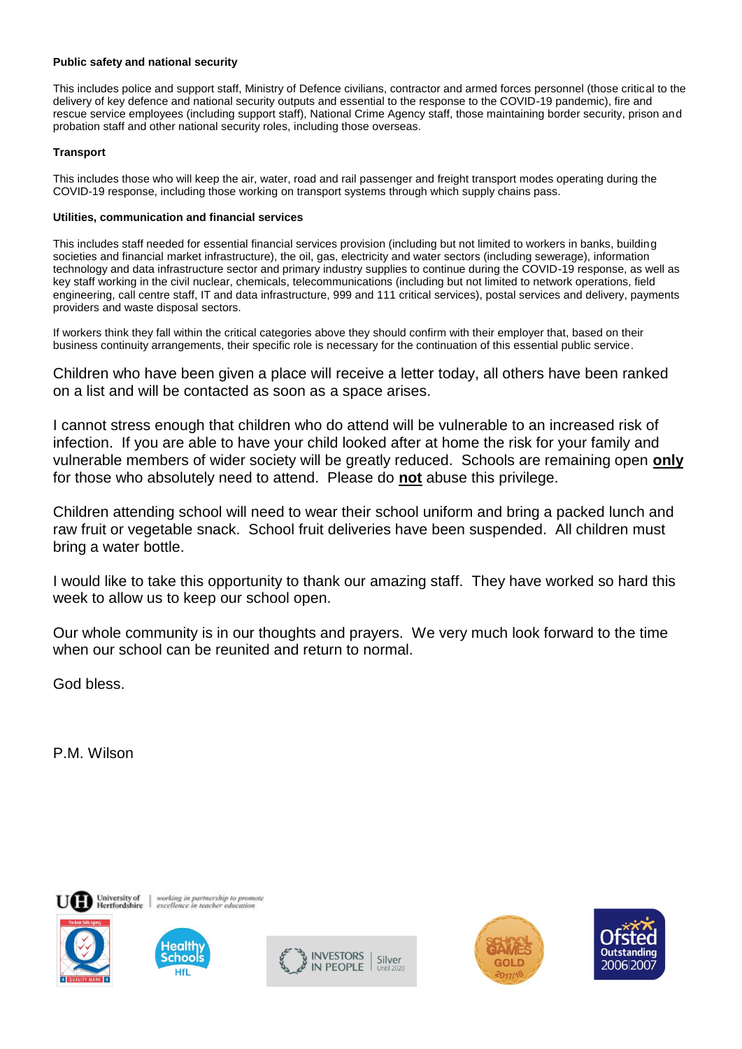**Public safety and national security**

This includes police and support staff, Ministry of Defence civilians, contractor and armed forces personnel (those critical to the delivery of key defence and national security outputs and essential to the response to the COVID-19 pandemic), fire and rescue service employees (including support staff), National Crime Agency staff, those maintaining border security, prison and probation staff and other national security roles, including those overseas.

**Transport**

This includes those who will keep the air, water, road and rail passenger and freight transport modes operating during the COVID-19 response, including those working on transport systems through which supply chains pass.

**Utilities, communication and financial services**

This includes staff needed for essential financial services provision (including but not limited to workers in banks, building societies and financial market infrastructure), the oil, gas, electricity and water sectors (including sewerage), information technology and data infrastructure sector and primary industry supplies to continue during the COVID-19 response, as well as key staff working in the civil nuclear, chemicals, telecommunications (including but not limited to network operations, field engineering, call centre staff, IT and data infrastructure, 999 and 111 critical services), postal services and delivery, payments providers and waste disposal sectors.

If workers think they fall within the critical categories above they should confirm with their employer that, based on their business continuity arrangements, their specific role is necessary for the continuation of this essential public service.

Children who have been given a place will receive a letter today, all others have been ranked on a list and will be contacted as soon as a space arises.

I cannot stress enough that children who do attend will be vulnerable to an increased risk of infection. If you are able to have your child looked after at home the risk for your family and vulnerable members of wider society will be greatly reduced. Schools are remaining open **only** for those who absolutely need to attend. Please do **not** abuse this privilege.

Children attending school will need to wear their school uniform and bring a packed lunch and raw fruit or vegetable snack. School fruit deliveries have been suspended. All children must bring a water bottle.

I would like to take this opportunity to thank our amazing staff. They have worked so hard this week to allow us to keep our school open.

Our whole community is in our thoughts and prayers. We very much look forward to the time when our school can be reunited and return to normal.

God bless.

P.M. Wilson